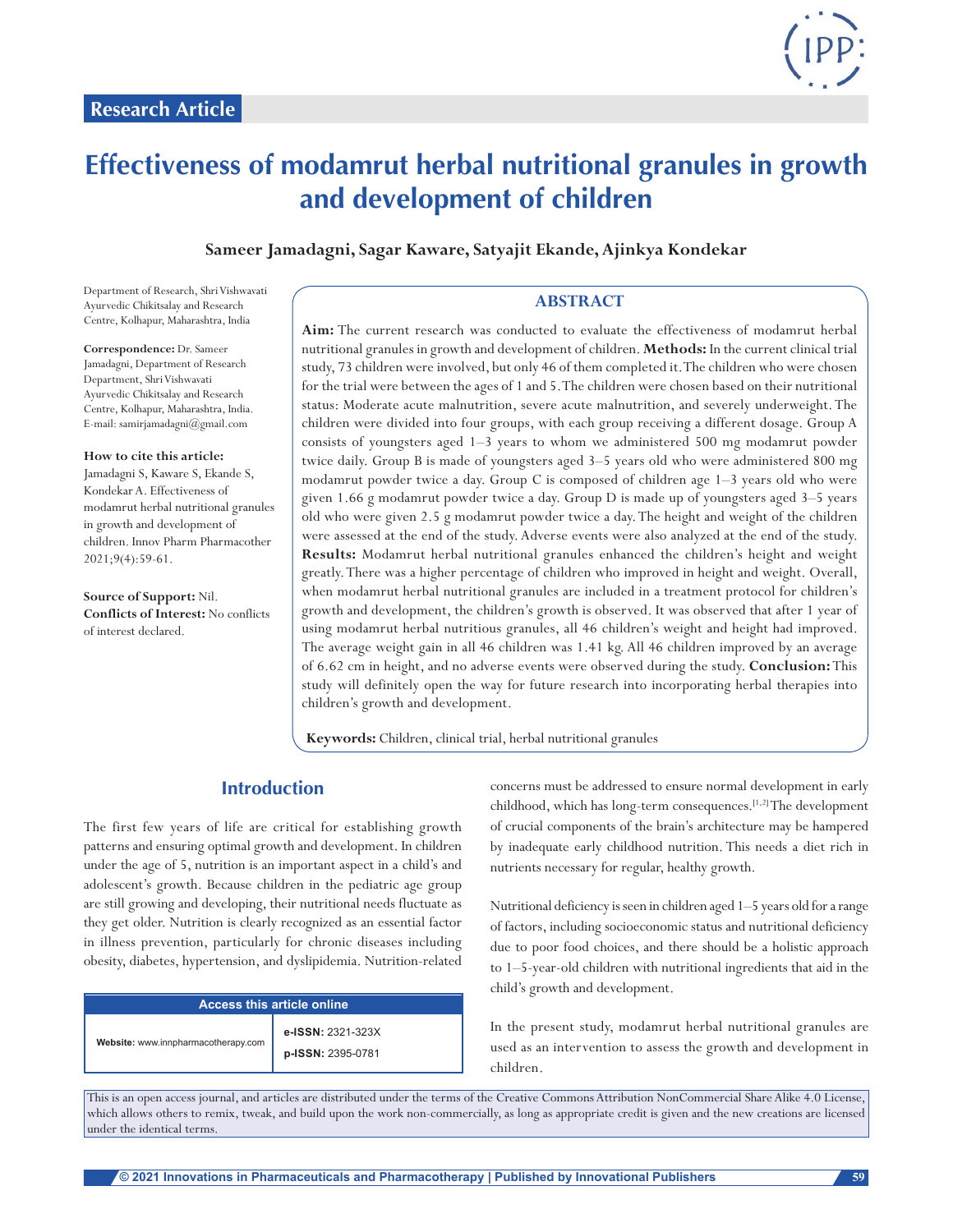Research Article

# Effectiveness of modamrut herbal nutritional granules in growth and development of children

**Sameer Jamadagni, Sagar Kaware, Satyajit Ekande, Ajinkya Kondekar**

Department of Research, Shri Vishwavati Ayurvedic Chikitsalay and Research Centre, Kolhapur, Maharashtra, India

**Correspondence:** Dr. Sameer Jamadagni, Department of Research Department, Shri Vishwavati Ayurvedic Chikitsalay and Research Centre, Kolhapur, Maharashtra, India. E-mail: samirjamadagni@gmail.com

**How to cite this article:**
Jamadagni S, Kaware S, Ekande S, Kondekar A. Effectiveness of modamrut herbal nutritional granules in growth and development of children. Innov Pharm Pharmacother 2021;9(4):59-61.

**Source of Support:** Nil.
**Conflicts of Interest:** No conflicts of interest declared.

## ABSTRACT

**Aim:** The current research was conducted to evaluate the effectiveness of modamrut herbal nutritional granules in growth and development of children. **Methods:** In the current clinical trial study, 73 children were involved, but only 46 of them completed it. The children who were chosen for the trial were between the ages of 1 and 5. The children were chosen based on their nutritional status: Moderate acute malnutrition, severe acute malnutrition, and severely underweight. The children were divided into four groups, with each group receiving a different dosage. Group A consists of youngsters aged 1–3 years to whom we administered 500 mg modamrut powder twice daily. Group B is made of youngsters aged 3–5 years old who were administered 800 mg modamrut powder twice a day. Group C is composed of children age 1–3 years old who were given 1.66 g modamrut powder twice a day. Group D is made up of youngsters aged 3–5 years old who were given 2.5 g modamrut powder twice a day. The height and weight of the children were assessed at the end of the study. Adverse events were also analyzed at the end of the study. **Results:** Modamrut herbal nutritional granules enhanced the children's height and weight greatly. There was a higher percentage of children who improved in height and weight. Overall, when modamrut herbal nutritional granules are included in a treatment protocol for children's growth and development, the children's growth is observed. It was observed that after 1 year of using modamrut herbal nutritional granules, all 46 children's weight and height had improved. The average weight gain in all 46 children was 1.41 kg. All 46 children improved by an average of 6.62 cm in height, and no adverse events were observed during the study. **Conclusion:** This study will definitely open the way for future research into incorporating herbal therapies into children's growth and development.

**Keywords:** Children, clinical trial, herbal nutritional granules

## Introduction

The first few years of life are critical for establishing growth patterns and ensuring optimal growth and development. In children under the age of 5, nutrition is an important aspect in a child's and adolescent's growth. Because children in the pediatric age group are still growing and developing, their nutritional needs fluctuate as they get older. Nutrition is clearly recognized as an essential factor in illness prevention, particularly for chronic diseases including obesity, diabetes, hypertension, and dyslipidemia. Nutrition-related concerns must be addressed to ensure normal development in early childhood, which has long-term consequences.[1,2] The development of crucial components of the brain's architecture may be hampered by inadequate early childhood nutrition. This needs a diet rich in nutrients necessary for regular, healthy growth.

Nutritional deficiency is seen in children aged 1–5 years old for a range of factors, including socioeconomic status and nutritional deficiency due to poor food choices, and there should be a holistic approach to 1–5-year-old children with nutritional ingredients that aid in the child's growth and development.

In the present study, modamrut herbal nutritional granules are used as an intervention to assess the growth and development in children.

| Access this article online | |
|---|---|
| Website: www.innpharmacotherapy.com | e-ISSN: 2321-323X<br>p-ISSN: 2395-0781 |

This is an open access journal, and articles are distributed under the terms of the Creative Commons Attribution NonCommercial Share Alike 4.0 License, which allows others to remix, tweak, and build upon the work non-commercially, as long as appropriate credit is given and the new creations are licensed under the identical terms.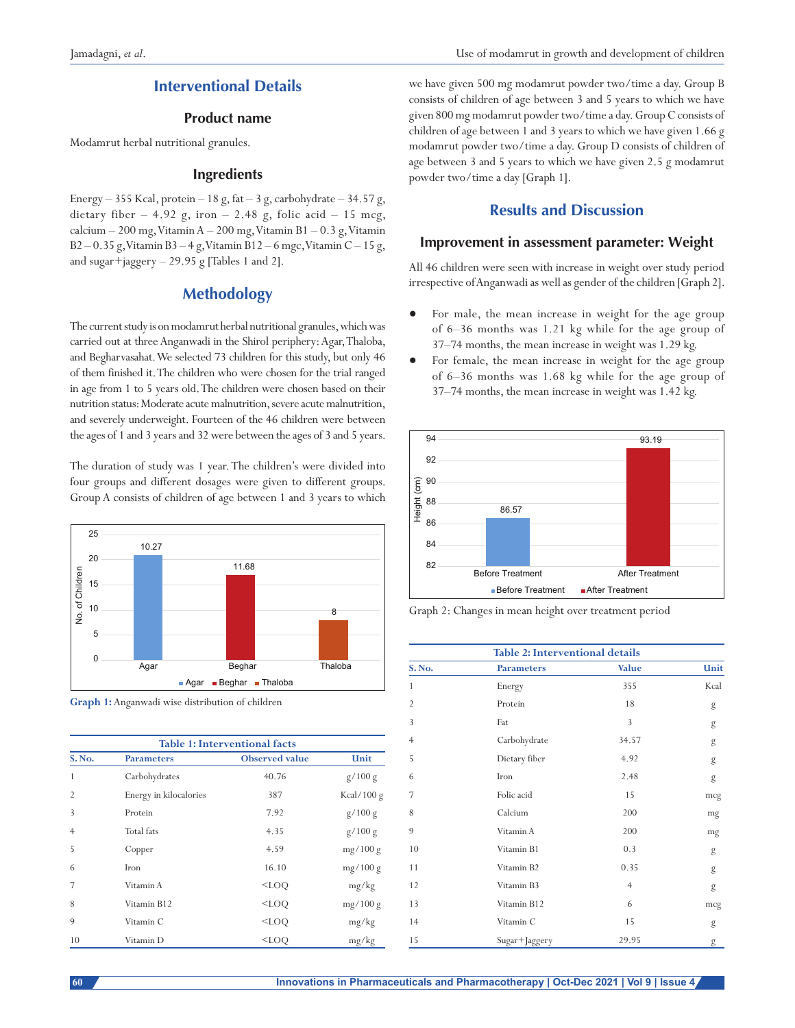## Interventional Details

### Product name

Modamrut herbal nutritional granules.

### Ingredients

Energy – 355 Kcal, protein – 18 g, fat – 3 g, carbohydrate – 34.57 g, dietary fiber – 4.92 g, iron – 2.48 g, folic acid – 15 mcg, calcium – 200 mg, Vitamin A – 200 mg, Vitamin B1 – 0.3 g, Vitamin B2 – 0.35 g, Vitamin B3 – 4 g, Vitamin B12 – 6 mgc, Vitamin C – 15 g, and sugar+jaggery – 29.95 g [Tables 1 and 2].

## Methodology

The current study is on modamrut herbal nutritional granules, which was carried out at three Anganwadi in the Shirol periphery: Agar, Thaloba, and Begharvasahat. We selected 73 children for this study, but only 46 of them finished it. The children who were chosen for the trial ranged in age from 1 to 5 years old. The children were chosen based on their nutrition status: Moderate acute malnutrition, severe acute malnutrition, and severely underweight. Fourteen of the 46 children were between the ages of 1 and 3 years and 32 were between the ages of 3 and 5 years.

The duration of study was 1 year. The children's were divided into four groups and different dosages were given to different groups. Group A consists of children of age between 1 and 3 years to which we have given 500 mg modamrut powder two/time a day. Group B consists of children of age between 3 and 5 years to which we have given 800 mg modamrut powder two/time a day. Group C consists of children of age between 1 and 3 years to which we have given 1.66 g modamrut powder two/time a day. Group D consists of children of age between 3 and 5 years to which we have given 2.5 g modamrut powder two/time a day [Graph 1].

**Graph 1:** Anganwadi wise distribution of children

| S. No. | Parameters | Observed value | Unit |
|---|---|---|---|
| **Table 1: Interventional facts** | | | |
| 1 | Carbohydrates | 40.76 | g/100 g |
| 2 | Energy in kilocalories | 387 | Kcal/100 g |
| 3 | Protein | 7.92 | g/100 g |
| 4 | Total fats | 4.35 | g/100 g |
| 5 | Copper | 4.59 | mg/100 g |
| 6 | Iron | 16.10 | mg/100 g |
| 7 | Vitamin A | <LOQ | mg/kg |
| 8 | Vitamin B12 | <LOQ | mg/100 g |
| 9 | Vitamin C | <LOQ | mg/kg |
| 10 | Vitamin D | <LOQ | mg/kg |

## Results and Discussion

### Improvement in assessment parameter: Weight

All 46 children were seen with increase in weight over study period irrespective of Anganwadi as well as gender of the children [Graph 2].

- For male, the mean increase in weight for the age group of 6–36 months was 1.21 kg while for the age group of 37–74 months, the mean increase in weight was 1.29 kg.
- For female, the mean increase in weight for the age group of 6–36 months was 1.68 kg while for the age group of 37–74 months, the mean increase in weight was 1.42 kg.

Graph 2: Changes in mean height over treatment period

| S. No. | Parameters | Value | Unit |
|---|---|---|---|
| **Table 2: Interventional details** | | | |
| 1 | Energy | 355 | Kcal |
| 2 | Protein | 18 | g |
| 3 | Fat | 3 | g |
| 4 | Carbohydrate | 34.57 | g |
| 5 | Dietary fiber | 4.92 | g |
| 6 | Iron | 2.48 | g |
| 7 | Folic acid | 15 | mcg |
| 8 | Calcium | 200 | mg |
| 9 | Vitamin A | 200 | mg |
| 10 | Vitamin B1 | 0.3 | g |
| 11 | Vitamin B2 | 0.35 | g |
| 12 | Vitamin B3 | 4 | g |
| 13 | Vitamin B12 | 6 | mcg |
| 14 | Vitamin C | 15 | g |
| 15 | Sugar+Jaggery | 29.95 | g |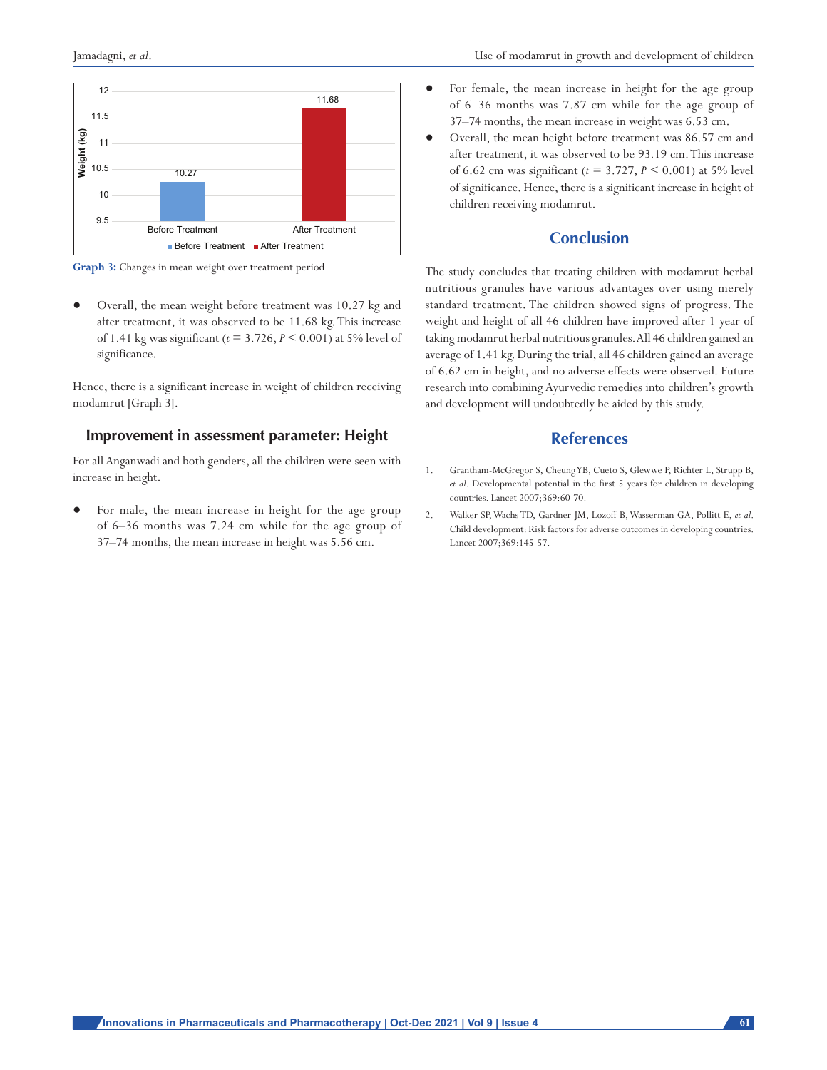12
11.5
11
10.5
10
9.5
Weight (kg)
11.68
10.27
Before Treatment
After Treatment
Before Treatment
After Treatment

**Graph 3:** Changes in mean weight over treatment period

- Overall, the mean weight before treatment was 10.27 kg and after treatment, it was observed to be 11.68 kg. This increase of 1.41 kg was significant ($t = 3.726$, $P < 0.001$) at 5% level of significance.

Hence, there is a significant increase in weight of children receiving modamrut [Graph 3].

### Improvement in assessment parameter: Height

For all Anganwadi and both genders, all the children were seen with increase in height.

- For male, the mean increase in height for the age group of 6–36 months was 7.24 cm while for the age group of 37–74 months, the mean increase in height was 5.56 cm.
- For female, the mean increase in height for the age group of 6–36 months was 7.87 cm while for the age group of 37–74 months, the mean increase in weight was 6.53 cm.
- Overall, the mean height before treatment was 86.57 cm and after treatment, it was observed to be 93.19 cm. This increase of 6.62 cm was significant ($t = 3.727$, $P < 0.001$) at 5% level of significance. Hence, there is a significant increase in height of children receiving modamrut.

## Conclusion

The study concludes that treating children with modamrut herbal nutritious granules have various advantages over using merely standard treatment. The children showed signs of progress. The weight and height of all 46 children have improved after 1 year of taking modamrut herbal nutritious granules. All 46 children gained an average of 1.41 kg. During the trial, all 46 children gained an average of 6.62 cm in height, and no adverse effects were observed. Future research into combining Ayurvedic remedies into children's growth and development will undoubtedly be aided by this study.

## References

1. Grantham-McGregor S, Cheung YB, Cueto S, Glewwe P, Richter L, Strupp B, *et al*. Developmental potential in the first 5 years for children in developing countries. Lancet 2007;369:60-70.
2. Walker SP, Wachs TD, Gardner JM, Lozoff B, Wasserman GA, Pollitt E, *et al*. Child development: Risk factors for adverse outcomes in developing countries. Lancet 2007;369:145-57.